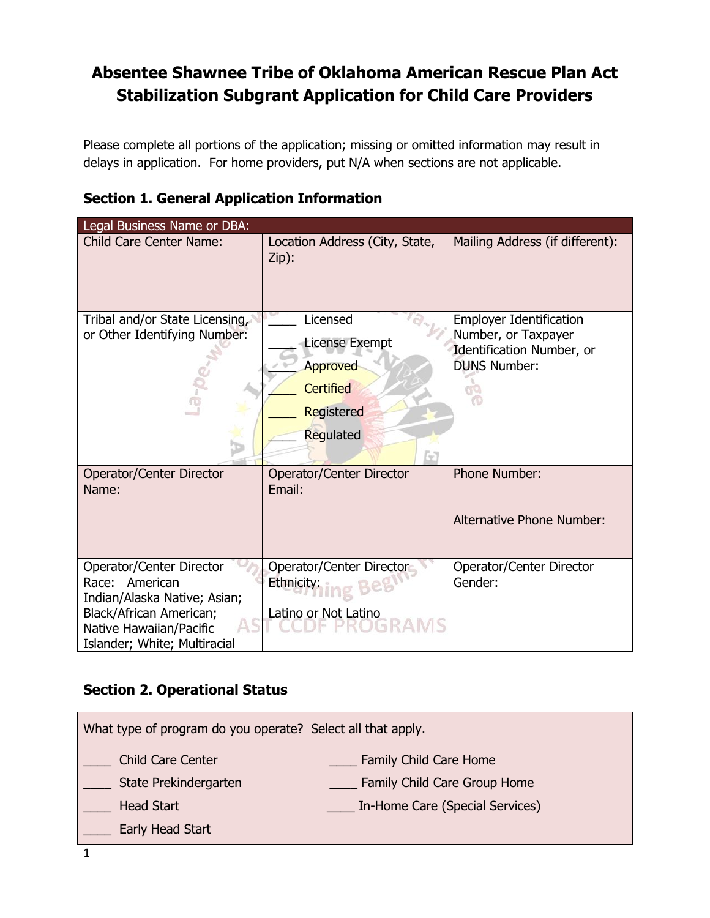# Absentee Shawnee Tribe of Oklahoma American Rescue Plan Act Stabilization Subgrant Application for Child Care Providers

Please complete all portions of the application; missing or omitted information may result in delays in application. For home providers, put N/A when sections are not applicable.

## Section 1. General Application Information

| Legal Business Name or DBA: | | |
|---|---|---|
| Child Care Center Name: | Location Address (City, State, Zip): | Mailing Address (if different): |
| Tribal and/or State Licensing, or Other Identifying Number: | ____ Licensed<br>____ License Exempt<br>____ Approved<br>____ Certified<br>____ Registered<br>____ Regulated | Employer Identification Number, or Taxpayer Identification Number, or DUNS Number: |
| Operator/Center Director Name: | Operator/Center Director Email: | Phone Number:<br><br>Alternative Phone Number: |
| Operator/Center Director Race: American Indian/Alaska Native; Asian; Black/African American; Native Hawaiian/Pacific Islander; White; Multiracial | Operator/Center Director Ethnicity:<br><br>Latino or Not Latino | Operator/Center Director Gender: |

## Section 2. Operational Status

What type of program do you operate? Select all that apply.

| | |
|---|---|
| ____ Child Care Center | ____ Family Child Care Home |
| ____ State Prekindergarten | ____ Family Child Care Group Home |
| ____ Head Start | ____ In-Home Care (Special Services) |
| ____ Early Head Start | |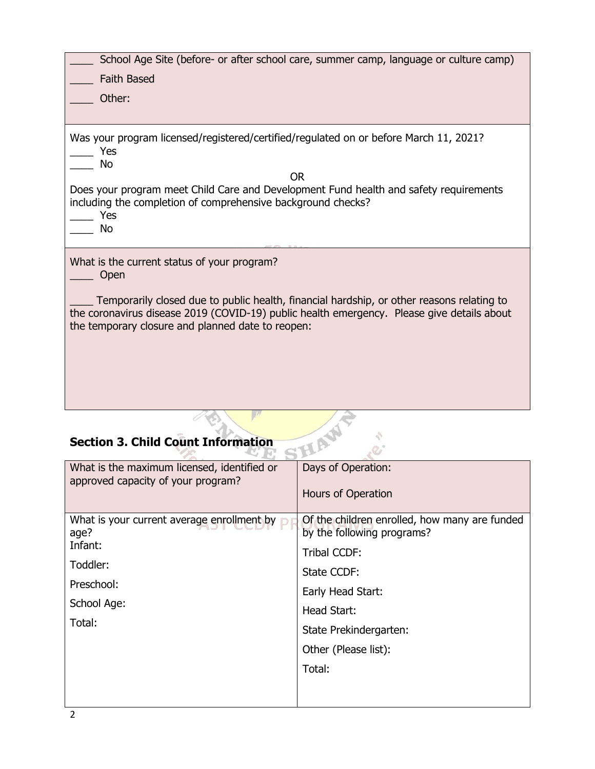____ School Age Site (before- or after school care, summer camp, language or culture camp)

____ Faith Based

____ Other:

Was your program licensed/registered/certified/regulated on or before March 11, 2021?

____ Yes

____ No

OR

Does your program meet Child Care and Development Fund health and safety requirements including the completion of comprehensive background checks?

____ Yes

____ No

What is the current status of your program?

____ Open

____ Temporarily closed due to public health, financial hardship, or other reasons relating to the coronavirus disease 2019 (COVID-19) public health emergency. Please give details about the temporary closure and planned date to reopen:

## Section 3. Child Count Information

| What is the maximum licensed, identified or approved capacity of your program? | Days of Operation:<br><br>Hours of Operation |
|---|---|
| What is your current average enrollment by age?<br>Infant:<br>Toddler:<br>Preschool:<br>School Age:<br>Total: | Of the children enrolled, how many are funded by the following programs?<br>Tribal CCDF:<br>State CCDF:<br>Early Head Start:<br>Head Start:<br>State Prekindergarten:<br>Other (Please list):<br>Total: |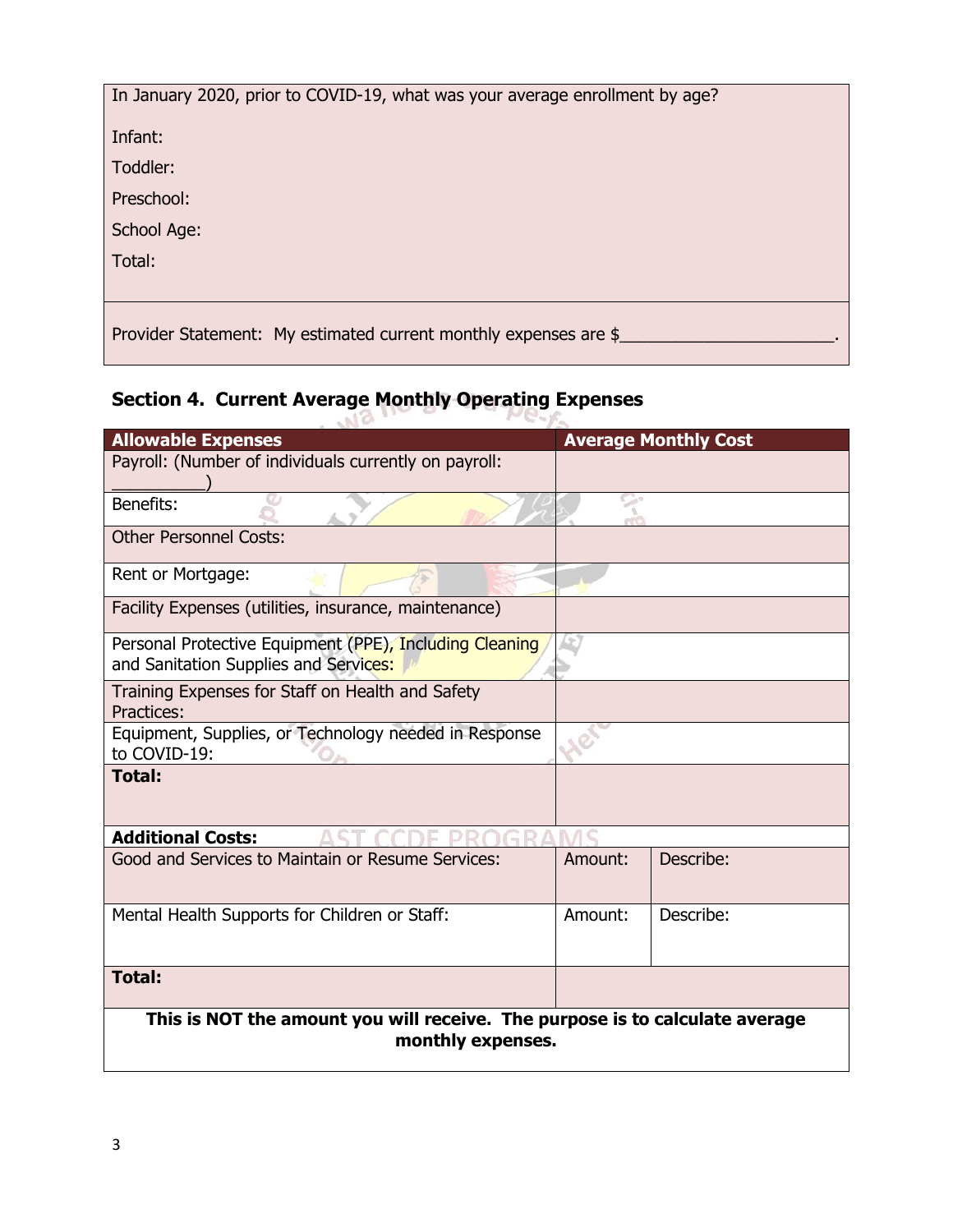In January 2020, prior to COVID-19, what was your average enrollment by age?

Infant:

Toddler:

Preschool:

School Age:

Total:

Provider Statement: My estimated current monthly expenses are $______________________.

## Section 4. Current Average Monthly Operating Expenses

| Allowable Expenses | Average Monthly Cost | |
|---|---|---|
| Payroll: (Number of individuals currently on payroll: __________) | | |
| Benefits: | | |
| Other Personnel Costs: | | |
| Rent or Mortgage: | | |
| Facility Expenses (utilities, insurance, maintenance) | | |
| Personal Protective Equipment (PPE), Including Cleaning and Sanitation Supplies and Services: | | |
| Training Expenses for Staff on Health and Safety Practices: | | |
| Equipment, Supplies, or Technology needed in Response to COVID-19: | | |
| **Total:** | | |
| **Additional Costs:** | | |
| Good and Services to Maintain or Resume Services: | Amount: | Describe: |
| Mental Health Supports for Children or Staff: | Amount: | Describe: |
| **Total:** | | |

**This is NOT the amount you will receive. The purpose is to calculate average monthly expenses.**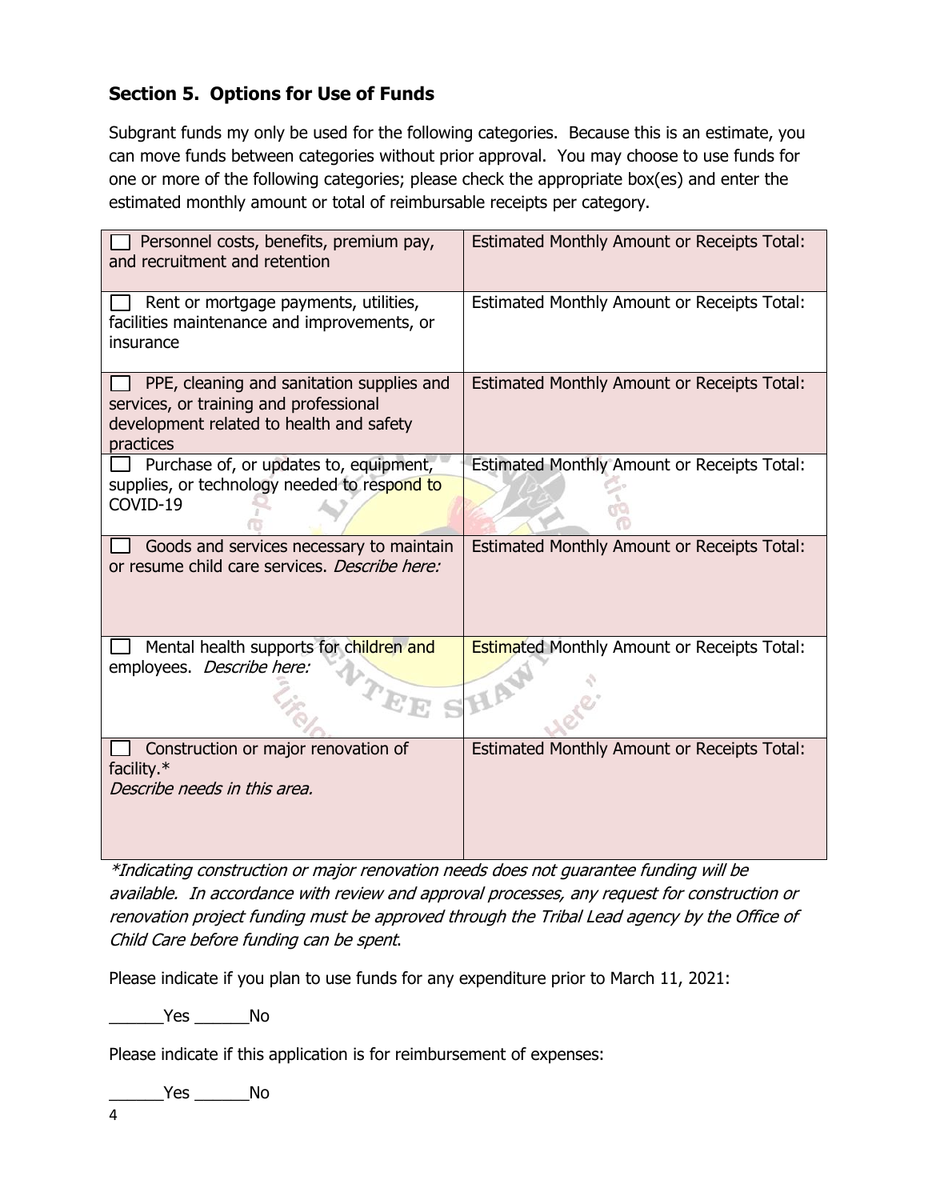## Section 5. Options for Use of Funds

Subgrant funds my only be used for the following categories. Because this is an estimate, you can move funds between categories without prior approval. You may choose to use funds for one or more of the following categories; please check the appropriate box(es) and enter the estimated monthly amount or total of reimbursable receipts per category.

| | |
|---|---|
| ☐ Personnel costs, benefits, premium pay, and recruitment and retention | Estimated Monthly Amount or Receipts Total: |
| ☐ Rent or mortgage payments, utilities, facilities maintenance and improvements, or insurance | Estimated Monthly Amount or Receipts Total: |
| ☐ PPE, cleaning and sanitation supplies and services, or training and professional development related to health and safety practices | Estimated Monthly Amount or Receipts Total: |
| ☐ Purchase of, or updates to, equipment, supplies, or technology needed to respond to COVID-19 | Estimated Monthly Amount or Receipts Total: |
| ☐ Goods and services necessary to maintain or resume child care services. *Describe here:* | Estimated Monthly Amount or Receipts Total: |
| ☐ Mental health supports for children and employees. *Describe here:* | Estimated Monthly Amount or Receipts Total: |
| ☐ Construction or major renovation of facility.* *Describe needs in this area.* | Estimated Monthly Amount or Receipts Total: |

*\*Indicating construction or major renovation needs does not guarantee funding will be available. In accordance with review and approval processes, any request for construction or renovation project funding must be approved through the Tribal Lead agency by the Office of Child Care before funding can be spent.*

Please indicate if you plan to use funds for any expenditure prior to March 11, 2021:

______Yes ______No

Please indicate if this application is for reimbursement of expenses:

______Yes ______No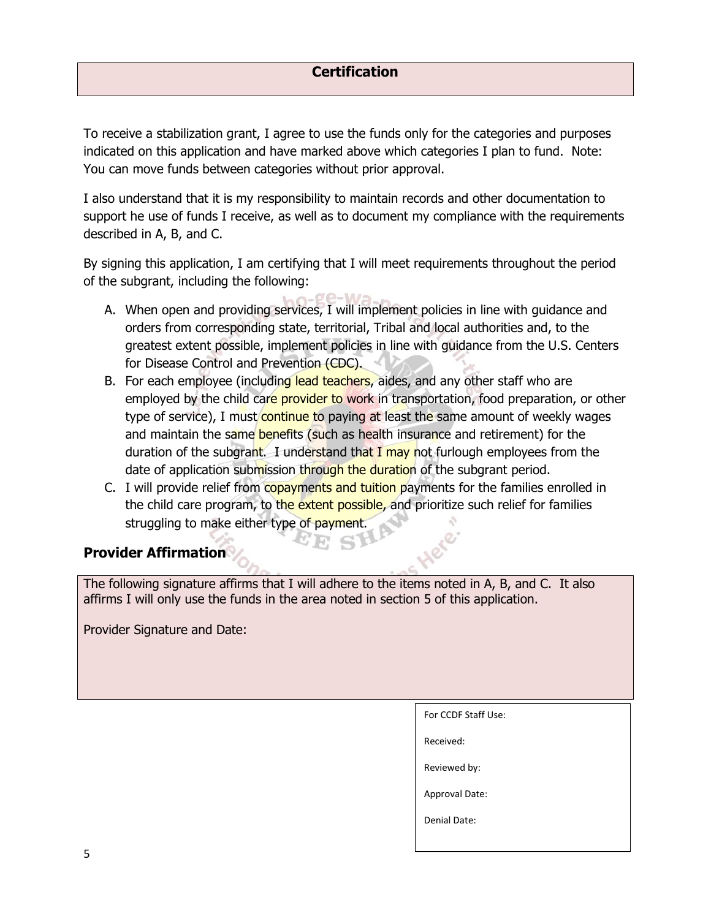## Certification

To receive a stabilization grant, I agree to use the funds only for the categories and purposes indicated on this application and have marked above which categories I plan to fund. Note: You can move funds between categories without prior approval.

I also understand that it is my responsibility to maintain records and other documentation to support he use of funds I receive, as well as to document my compliance with the requirements described in A, B, and C.

By signing this application, I am certifying that I will meet requirements throughout the period of the subgrant, including the following:

A. When open and providing services, I will implement policies in line with guidance and orders from corresponding state, territorial, Tribal and local authorities and, to the greatest extent possible, implement policies in line with guidance from the U.S. Centers for Disease Control and Prevention (CDC).
B. For each employee (including lead teachers, aides, and any other staff who are employed by the child care provider to work in transportation, food preparation, or other type of service), I must continue to paying at least the same amount of weekly wages and maintain the same benefits (such as health insurance and retirement) for the duration of the subgrant. I understand that I may not furlough employees from the date of application submission through the duration of the subgrant period.
C. I will provide relief from copayments and tuition payments for the families enrolled in the child care program, to the extent possible, and prioritize such relief for families struggling to make either type of payment.

## Provider Affirmation

The following signature affirms that I will adhere to the items noted in A, B, and C. It also affirms I will only use the funds in the area noted in section 5 of this application.

Provider Signature and Date:

For CCDF Staff Use:

Received:

Reviewed by:

Approval Date:

Denial Date: